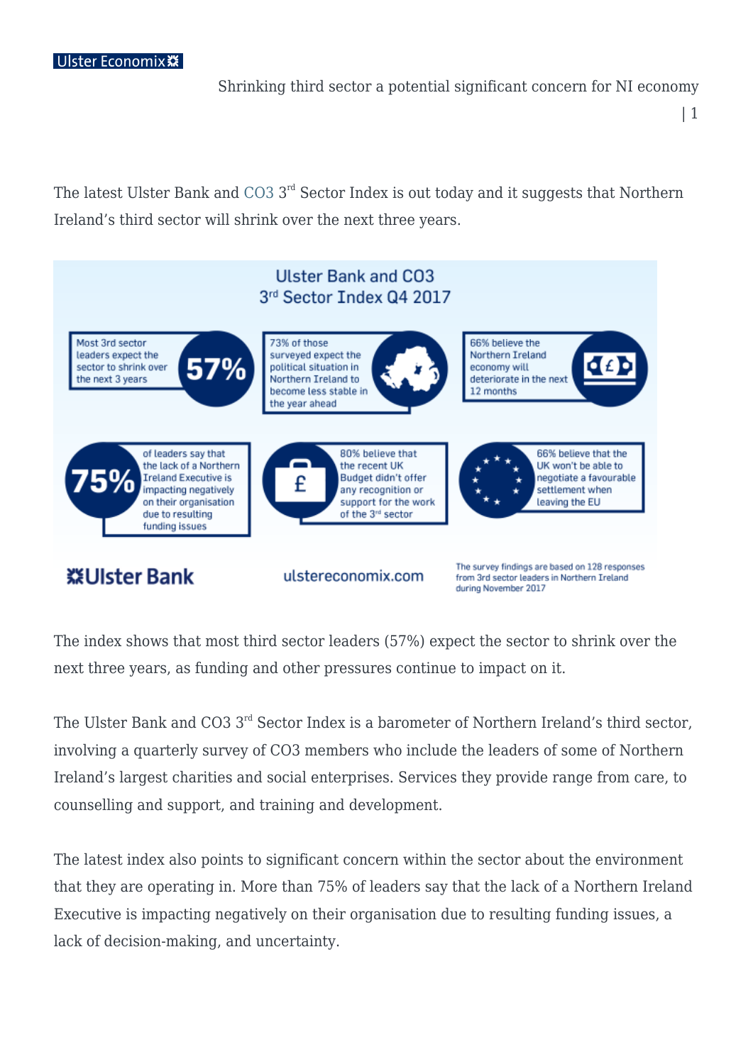The latest Ulster Bank and CO3 3rd Sector Index is out today and it suggests that Northern Ireland's third sector will shrink over the next three years.

**Ulster Bank and CO3 3rd Sector Index Q4 2017**

- **57%** – Most 3rd sector leaders expect the sector to shrink over the next 3 years
- 73% of those surveyed expect the political situation in Northern Ireland to become less stable in the year ahead
- 66% believe the Northern Ireland economy will deteriorate in the next 12 months
- **75%** of leaders say that the lack of a Northern Ireland Executive is impacting negatively on their organisation due to resulting funding issues
- 80% believe that the recent UK Budget didn't offer any recognition or support for the work of the 3rd sector
- 66% believe that the UK won't be able to negotiate a favourable settlement when leaving the EU

Ulster Bank | ulstereconomix.com | The survey findings are based on 128 responses from 3rd sector leaders in Northern Ireland during November 2017

The index shows that most third sector leaders (57%) expect the sector to shrink over the next three years, as funding and other pressures continue to impact on it.

The Ulster Bank and CO3 3rd Sector Index is a barometer of Northern Ireland's third sector, involving a quarterly survey of CO3 members who include the leaders of some of Northern Ireland's largest charities and social enterprises. Services they provide range from care, to counselling and support, and training and development.

The latest index also points to significant concern within the sector about the environment that they are operating in. More than 75% of leaders say that the lack of a Northern Ireland Executive is impacting negatively on their organisation due to resulting funding issues, a lack of decision-making, and uncertainty.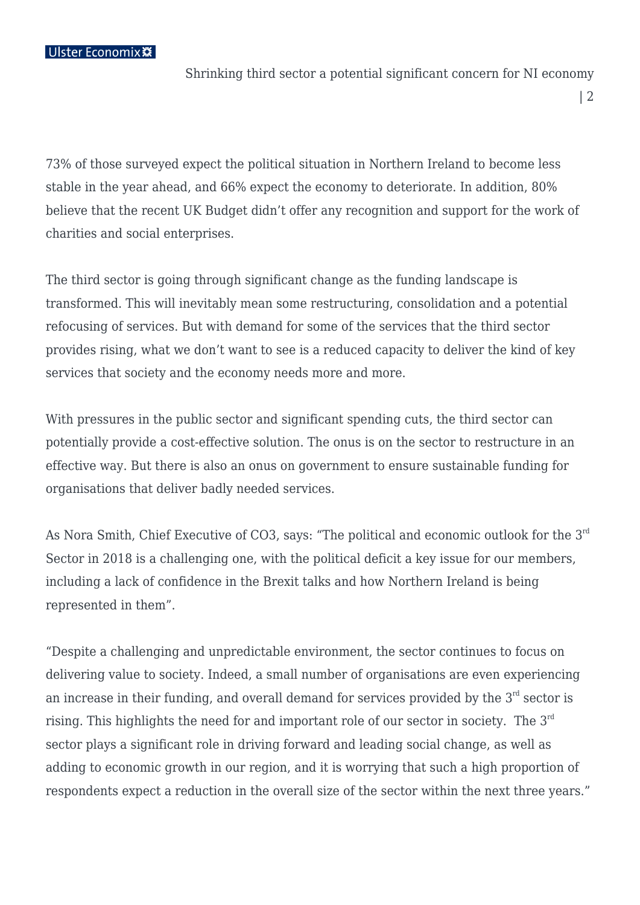73% of those surveyed expect the political situation in Northern Ireland to become less stable in the year ahead, and 66% expect the economy to deteriorate. In addition, 80% believe that the recent UK Budget didn't offer any recognition and support for the work of charities and social enterprises.

The third sector is going through significant change as the funding landscape is transformed. This will inevitably mean some restructuring, consolidation and a potential refocusing of services. But with demand for some of the services that the third sector provides rising, what we don't want to see is a reduced capacity to deliver the kind of key services that society and the economy needs more and more.

With pressures in the public sector and significant spending cuts, the third sector can potentially provide a cost-effective solution. The onus is on the sector to restructure in an effective way. But there is also an onus on government to ensure sustainable funding for organisations that deliver badly needed services.

As Nora Smith, Chief Executive of CO3, says: "The political and economic outlook for the 3rd Sector in 2018 is a challenging one, with the political deficit a key issue for our members, including a lack of confidence in the Brexit talks and how Northern Ireland is being represented in them".

"Despite a challenging and unpredictable environment, the sector continues to focus on delivering value to society. Indeed, a small number of organisations are even experiencing an increase in their funding, and overall demand for services provided by the 3rd sector is rising. This highlights the need for and important role of our sector in society.  The 3rd sector plays a significant role in driving forward and leading social change, as well as adding to economic growth in our region, and it is worrying that such a high proportion of respondents expect a reduction in the overall size of the sector within the next three years."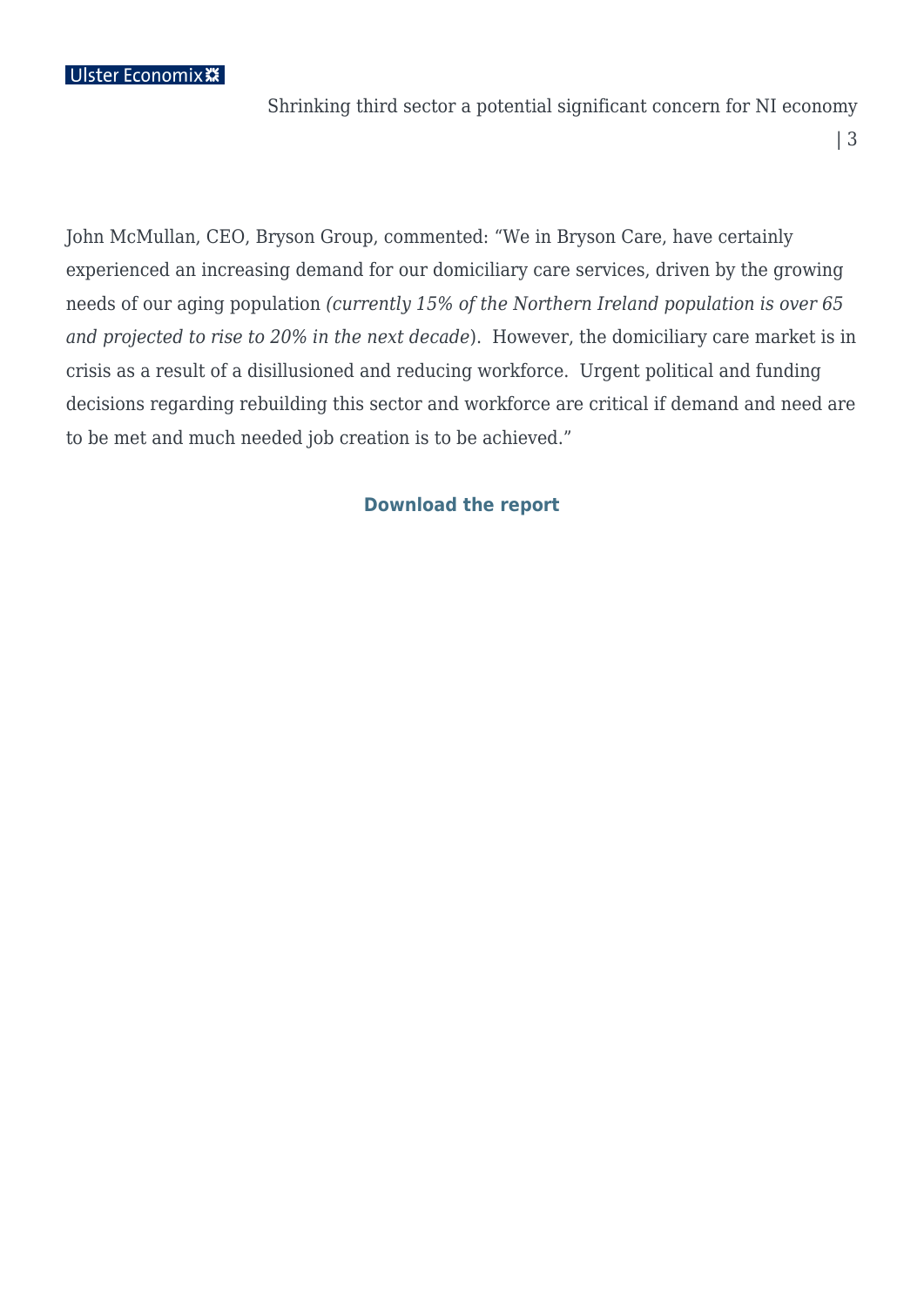John McMullan, CEO, Bryson Group, commented: “We in Bryson Care, have certainly experienced an increasing demand for our domiciliary care services, driven by the growing needs of our aging population *(currently 15% of the Northern Ireland population is over 65 and projected to rise to 20% in the next decade*). However, the domiciliary care market is in crisis as a result of a disillusioned and reducing workforce. Urgent political and funding decisions regarding rebuilding this sector and workforce are critical if demand and need are to be met and much needed job creation is to be achieved.”

**Download the report**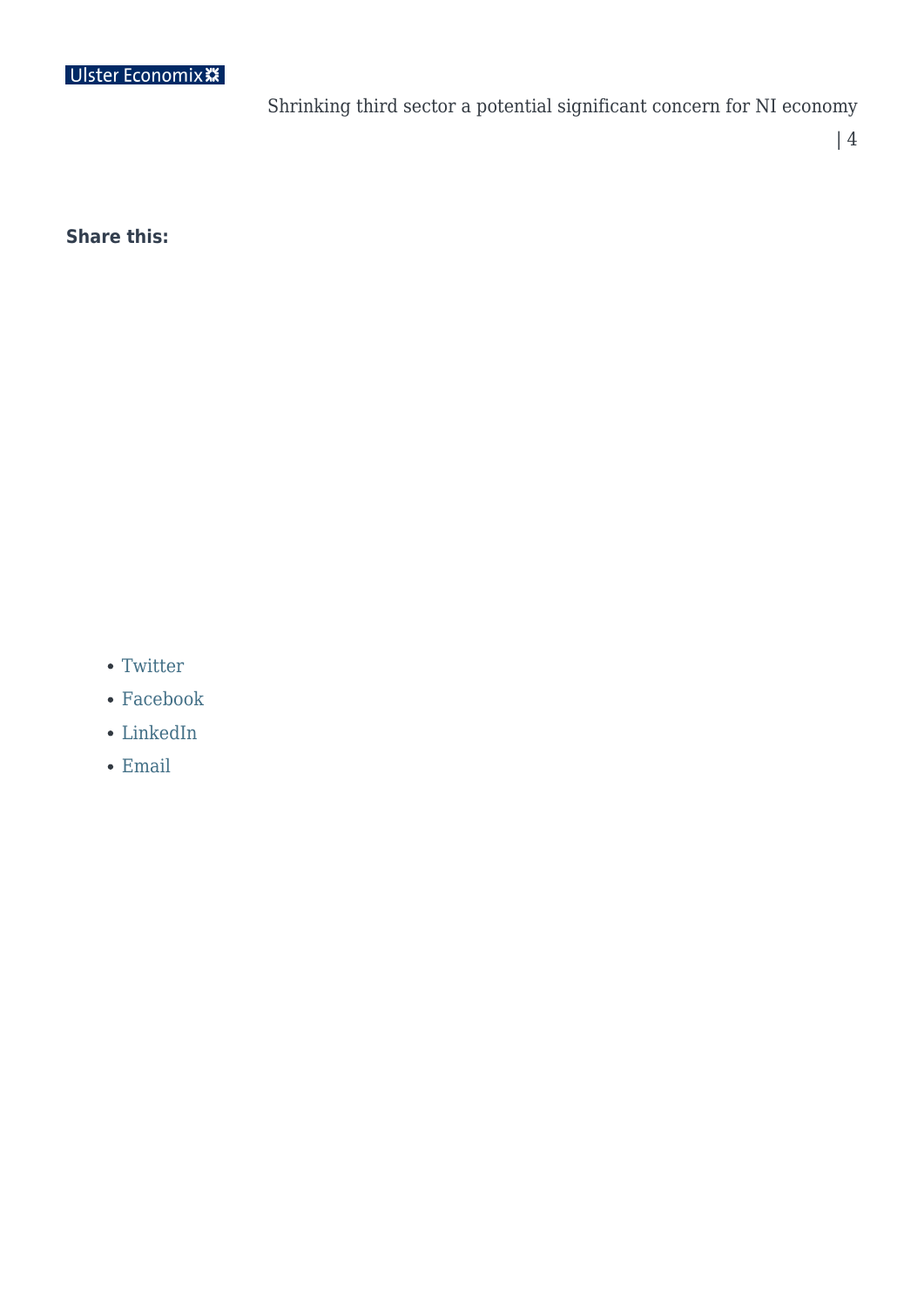**Share this:**

- Twitter
- Facebook
- LinkedIn
- Email